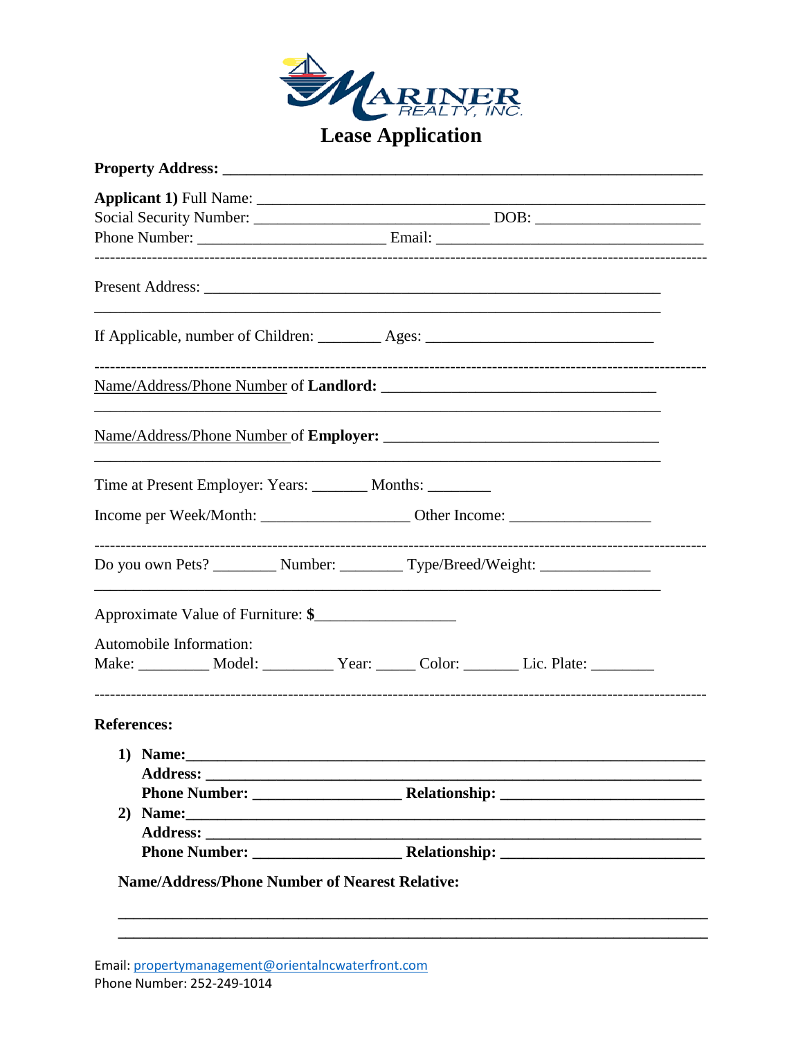MARINER REALTY, INC.

# Lease Application

**Property Address:** ______________________________________________________________

**Applicant 1)** Full Name: ______________________________________________________________
Social Security Number: ______________________________ DOB: _____________________
Phone Number: ________________________ Email: __________________________________

---

Present Address: __________________________________________________________

__________________________________________________________________________

If Applicable, number of Children: ________ Ages: ____________________________

---

Name/Address/Phone Number of **Landlord:** ___________________________________

__________________________________________________________________________

Name/Address/Phone Number of **Employer:** ___________________________________

__________________________________________________________________________

Time at Present Employer: Years: _______ Months: ________

Income per Week/Month: __________________ Other Income: _________________

---

Do you own Pets? ________ Number: ________ Type/Breed/Weight: ______________

__________________________________________________________________________

Approximate Value of Furniture: **$**_________________

Automobile Information:
Make: _________ Model: _________ Year: _____ Color: _______ Lic. Plate: ________

---

**References:**

1) **Name:**______________________________________________________________
   **Address:** ____________________________________________________________
   **Phone Number:** __________________ **Relationship:** __________________________
2) **Name:**______________________________________________________________
   **Address:** ____________________________________________________________
   **Phone Number:** __________________ **Relationship:** __________________________

**Name/Address/Phone Number of Nearest Relative:**

__________________________________________________________________________

__________________________________________________________________________

Email: propertymanagement@orientalncwaterfront.com
Phone Number: 252-249-1014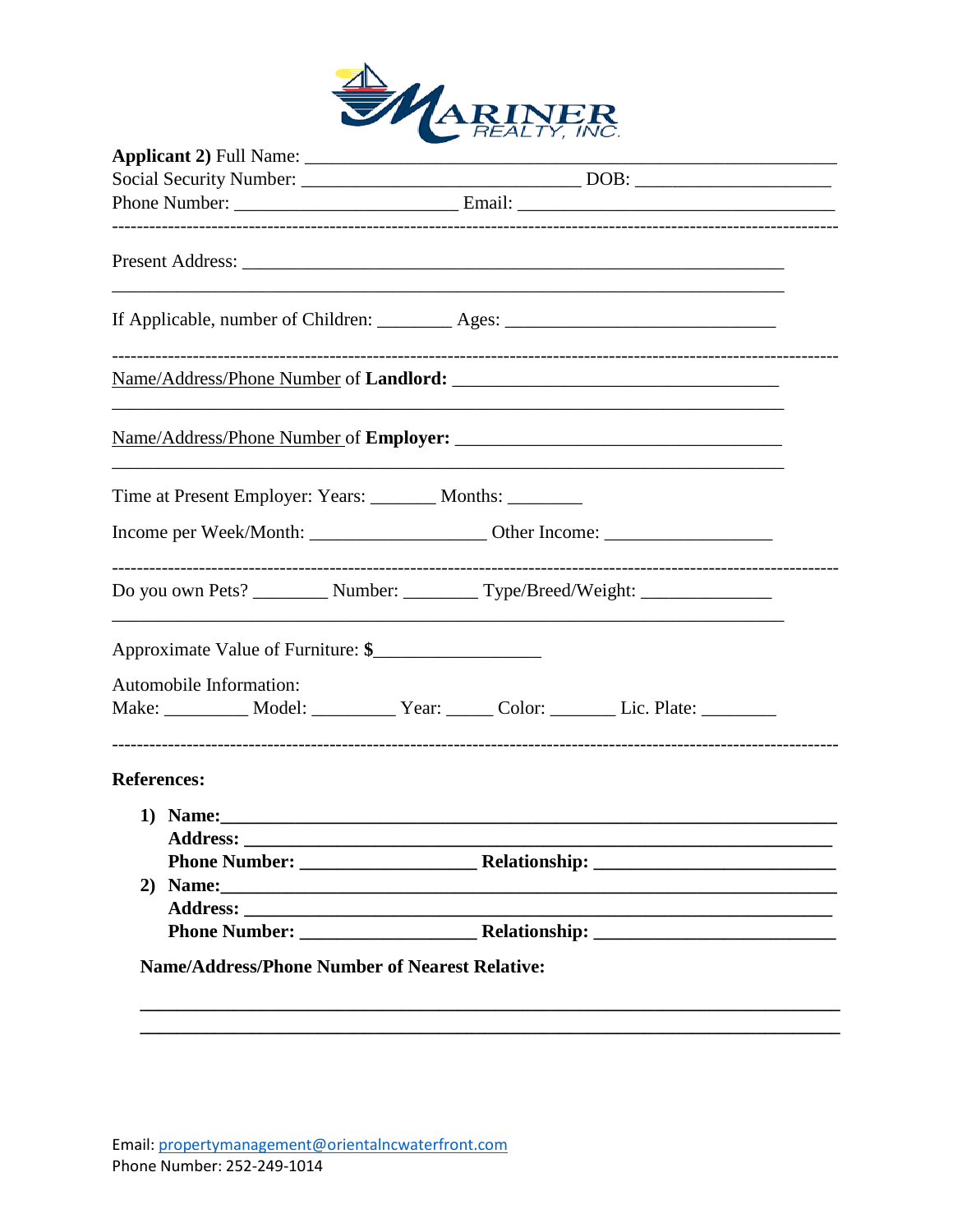**Applicant 2)** Full Name: ______________________________________________________________

Social Security Number: ______________________________ DOB: _____________________

Phone Number: ________________________ Email: __________________________________

---

Present Address: __________________________________________________________

__________________________________________________________________________

If Applicable, number of Children: ________ Ages: ____________________________

---

Name/Address/Phone Number of **Landlord:** __________________________________

__________________________________________________________________________

Name/Address/Phone Number of **Employer:** __________________________________

__________________________________________________________________________

Time at Present Employer: Years: _______ Months: ________

Income per Week/Month: __________________ Other Income: _________________

---

Do you own Pets? ________ Number: ________ Type/Breed/Weight: ______________

__________________________________________________________________________

Approximate Value of Furniture: **$**_________________

Automobile Information:
Make: _________ Model: _________ Year: _____ Color: _______ Lic. Plate: ________

---

**References:**

1) **Name:**___________________________________________________________
   **Address:** __________________________________________________________
   **Phone Number:** __________________ **Relationship:** _________________________
2) **Name:**___________________________________________________________
   **Address:** __________________________________________________________
   **Phone Number:** __________________ **Relationship:** _________________________

**Name/Address/Phone Number of Nearest Relative:**

__________________________________________________________________________
__________________________________________________________________________

Email: propertymanagement@orientalncwaterfront.com
Phone Number: 252-249-1014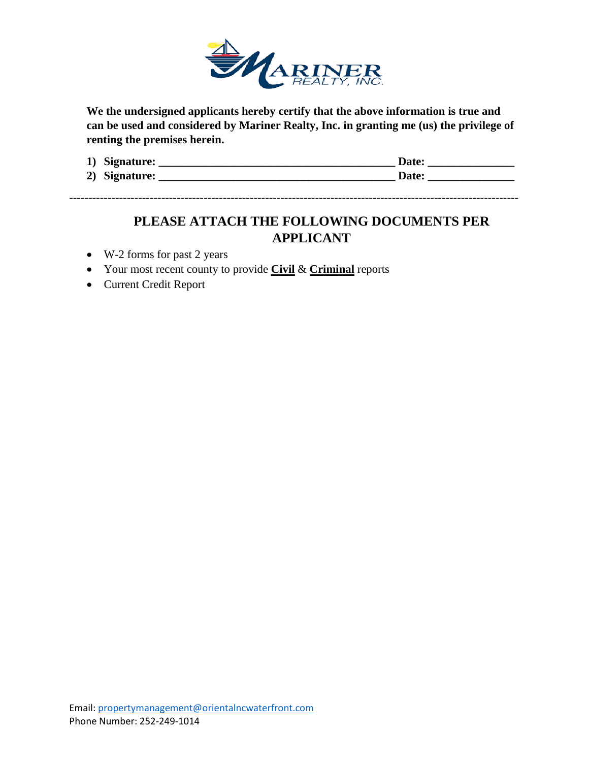**We the undersigned applicants hereby certify that the above information is true and can be used and considered by Mariner Realty, Inc. in granting me (us) the privilege of renting the premises herein.**

1) **Signature: __________________________________________ Date: _______________**
2) **Signature: __________________________________________ Date: _______________**

---

## PLEASE ATTACH THE FOLLOWING DOCUMENTS PER APPLICANT

- W-2 forms for past 2 years
- Your most recent county to provide **Civil** & **Criminal** reports
- Current Credit Report

Email: propertymanagement@orientalncwaterfront.com
Phone Number: 252-249-1014